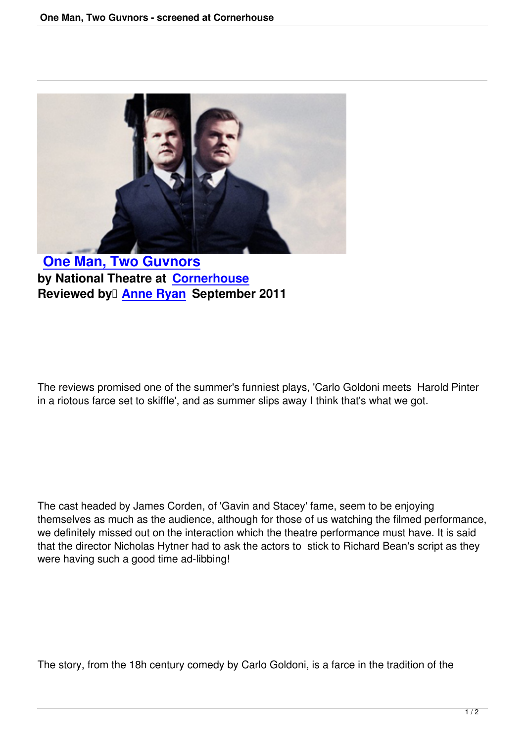# One Man, Two Guvnors

**by National Theatre at Cornerhouse**
**Reviewed by Anne Ryan September 2011**

The reviews promised one of the summer's funniest plays, 'Carlo Goldoni meets Harold Pinter in a riotous farce set to skiffle', and as summer slips away I think that's what we got.

The cast headed by James Corden, of 'Gavin and Stacey' fame, seem to be enjoying themselves as much as the audience, although for those of us watching the filmed performance, we definitely missed out on the interaction which the theatre performance must have. It is said that the director Nicholas Hytner had to ask the actors to stick to Richard Bean's script as they were having such a good time ad-libbing!

The story, from the 18h century comedy by Carlo Goldoni, is a farce in the tradition of the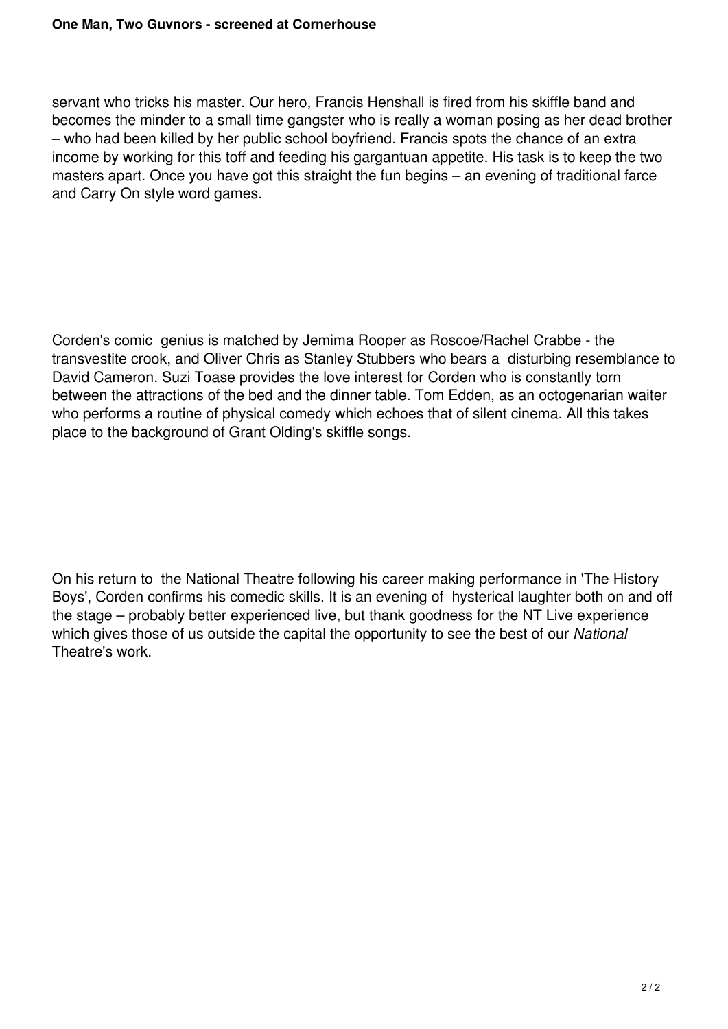servant who tricks his master. Our hero, Francis Henshall is fired from his skiffle band and becomes the minder to a small time gangster who is really a woman posing as her dead brother – who had been killed by her public school boyfriend. Francis spots the chance of an extra income by working for this toff and feeding his gargantuan appetite. His task is to keep the two masters apart. Once you have got this straight the fun begins – an evening of traditional farce and Carry On style word games.

Corden's comic genius is matched by Jemima Rooper as Roscoe/Rachel Crabbe - the transvestite crook, and Oliver Chris as Stanley Stubbers who bears a disturbing resemblance to David Cameron. Suzi Toase provides the love interest for Corden who is constantly torn between the attractions of the bed and the dinner table. Tom Edden, as an octogenarian waiter who performs a routine of physical comedy which echoes that of silent cinema. All this takes place to the background of Grant Olding's skiffle songs.

On his return to the National Theatre following his career making performance in 'The History Boys', Corden confirms his comedic skills. It is an evening of hysterical laughter both on and off the stage – probably better experienced live, but thank goodness for the NT Live experience which gives those of us outside the capital the opportunity to see the best of our *National* Theatre's work.